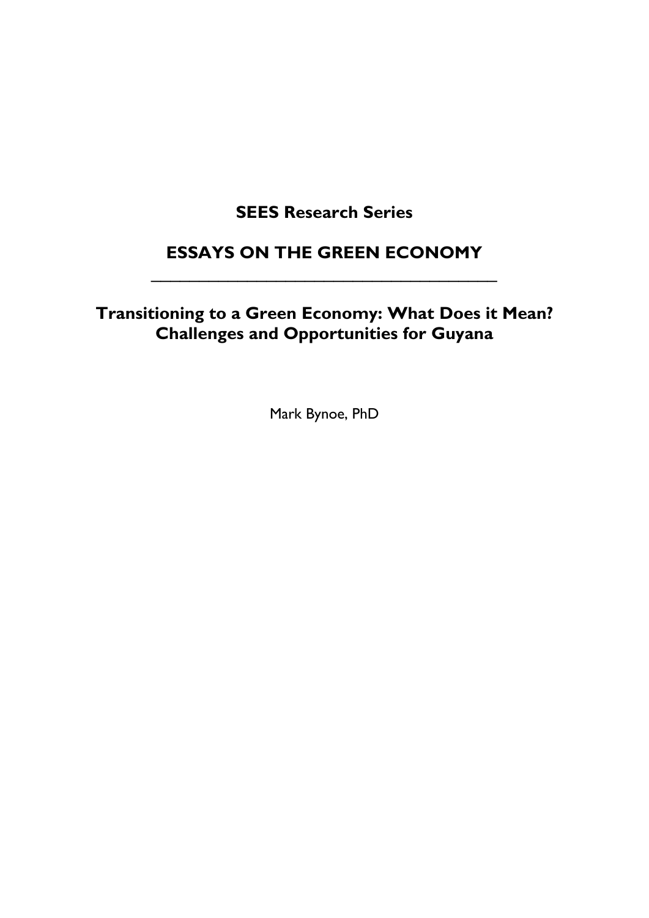**SEES Research Series**

# ESSAYS ON THE GREEN ECONOMY

---

## Transitioning to a Green Economy: What Does it Mean? Challenges and Opportunities for Guyana

Mark Bynoe, PhD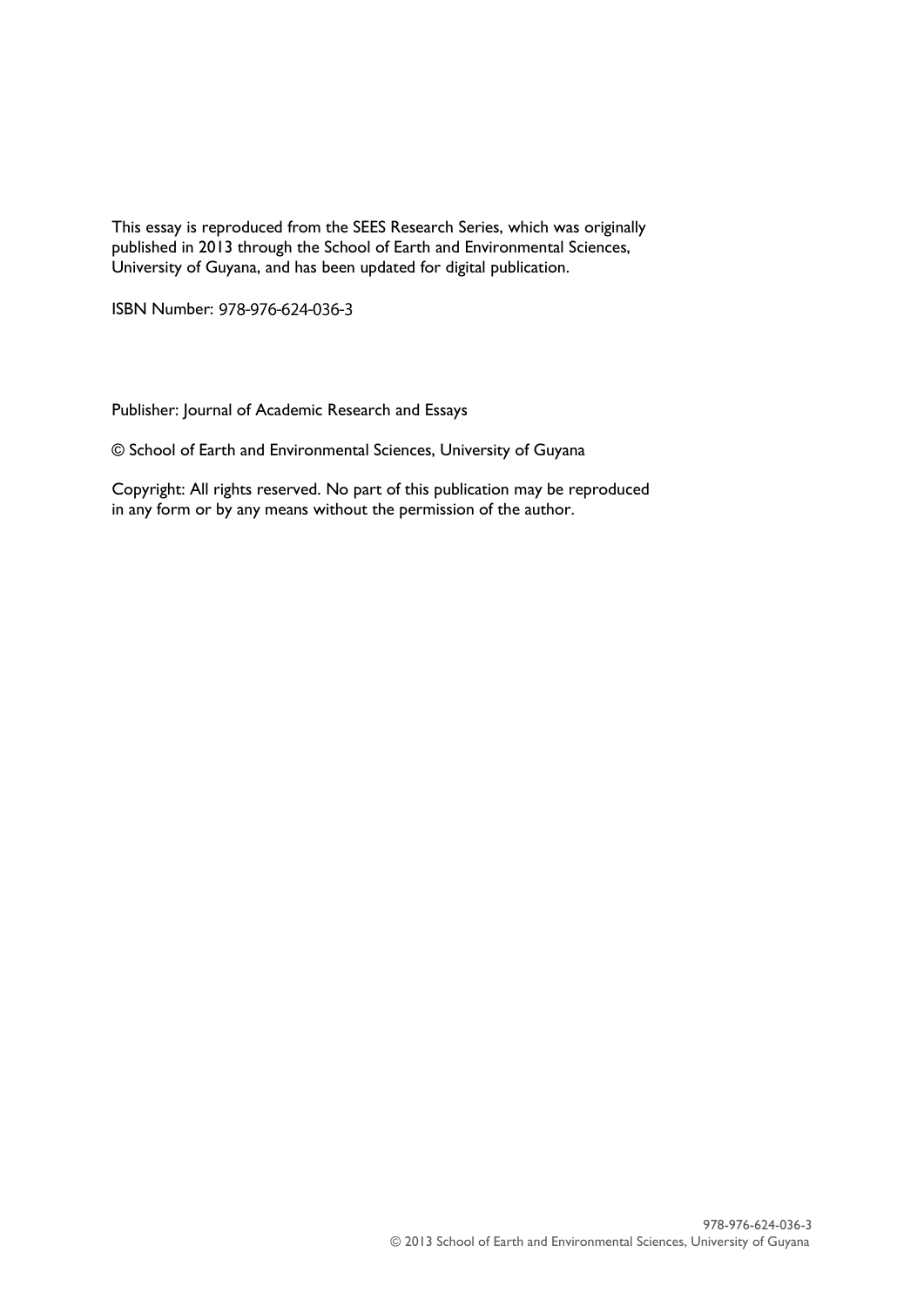This essay is reproduced from the SEES Research Series, which was originally published in 2013 through the School of Earth and Environmental Sciences, University of Guyana, and has been updated for digital publication.

ISBN Number: 978-976-624-036-3

Publisher: Journal of Academic Research and Essays

© School of Earth and Environmental Sciences, University of Guyana

Copyright: All rights reserved. No part of this publication may be reproduced in any form or by any means without the permission of the author.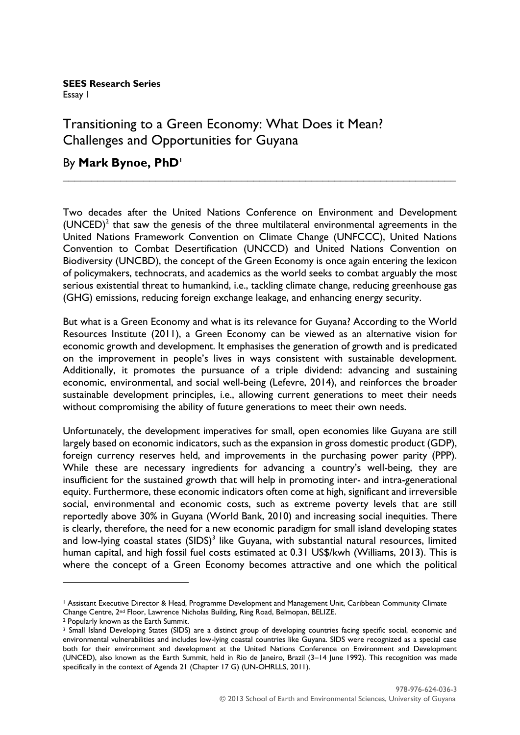**SEES Research Series**
Essay I

# Transitioning to a Green Economy: What Does it Mean? Challenges and Opportunities for Guyana

By **Mark Bynoe, PhD**[1]

---

Two decades after the United Nations Conference on Environment and Development (UNCED)[2] that saw the genesis of the three multilateral environmental agreements in the United Nations Framework Convention on Climate Change (UNFCCC), United Nations Convention to Combat Desertification (UNCCD) and United Nations Convention on Biodiversity (UNCBD), the concept of the Green Economy is once again entering the lexicon of policymakers, technocrats, and academics as the world seeks to combat arguably the most serious existential threat to humankind, i.e., tackling climate change, reducing greenhouse gas (GHG) emissions, reducing foreign exchange leakage, and enhancing energy security.

But what is a Green Economy and what is its relevance for Guyana? According to the World Resources Institute (2011), a Green Economy can be viewed as an alternative vision for economic growth and development. It emphasises the generation of growth and is predicated on the improvement in people's lives in ways consistent with sustainable development. Additionally, it promotes the pursuance of a triple dividend: advancing and sustaining economic, environmental, and social well-being (Lefevre, 2014), and reinforces the broader sustainable development principles, i.e., allowing current generations to meet their needs without compromising the ability of future generations to meet their own needs.

Unfortunately, the development imperatives for small, open economies like Guyana are still largely based on economic indicators, such as the expansion in gross domestic product (GDP), foreign currency reserves held, and improvements in the purchasing power parity (PPP). While these are necessary ingredients for advancing a country's well-being, they are insufficient for the sustained growth that will help in promoting inter- and intra-generational equity. Furthermore, these economic indicators often come at high, significant and irreversible social, environmental and economic costs, such as extreme poverty levels that are still reportedly above 30% in Guyana (World Bank, 2010) and increasing social inequities. There is clearly, therefore, the need for a new economic paradigm for small island developing states and low-lying coastal states (SIDS)[3] like Guyana, with substantial natural resources, limited human capital, and high fossil fuel costs estimated at 0.31 US$/kwh (Williams, 2013). This is where the concept of a Green Economy becomes attractive and one which the political

---

[1] Assistant Executive Director & Head, Programme Development and Management Unit, Caribbean Community Climate Change Centre, 2nd Floor, Lawrence Nicholas Building, Ring Road, Belmopan, BELIZE.

[2] Popularly known as the Earth Summit.

[3] Small Island Developing States (SIDS) are a distinct group of developing countries facing specific social, economic and environmental vulnerabilities and includes low-lying coastal countries like Guyana. SIDS were recognized as a special case both for their environment and development at the United Nations Conference on Environment and Development (UNCED), also known as the Earth Summit, held in Rio de Janeiro, Brazil (3–14 June 1992). This recognition was made specifically in the context of Agenda 21 (Chapter 17 G) (UN-OHRLLS, 2011).

978-976-624-036-3
© 2013 School of Earth and Environmental Sciences, University of Guyana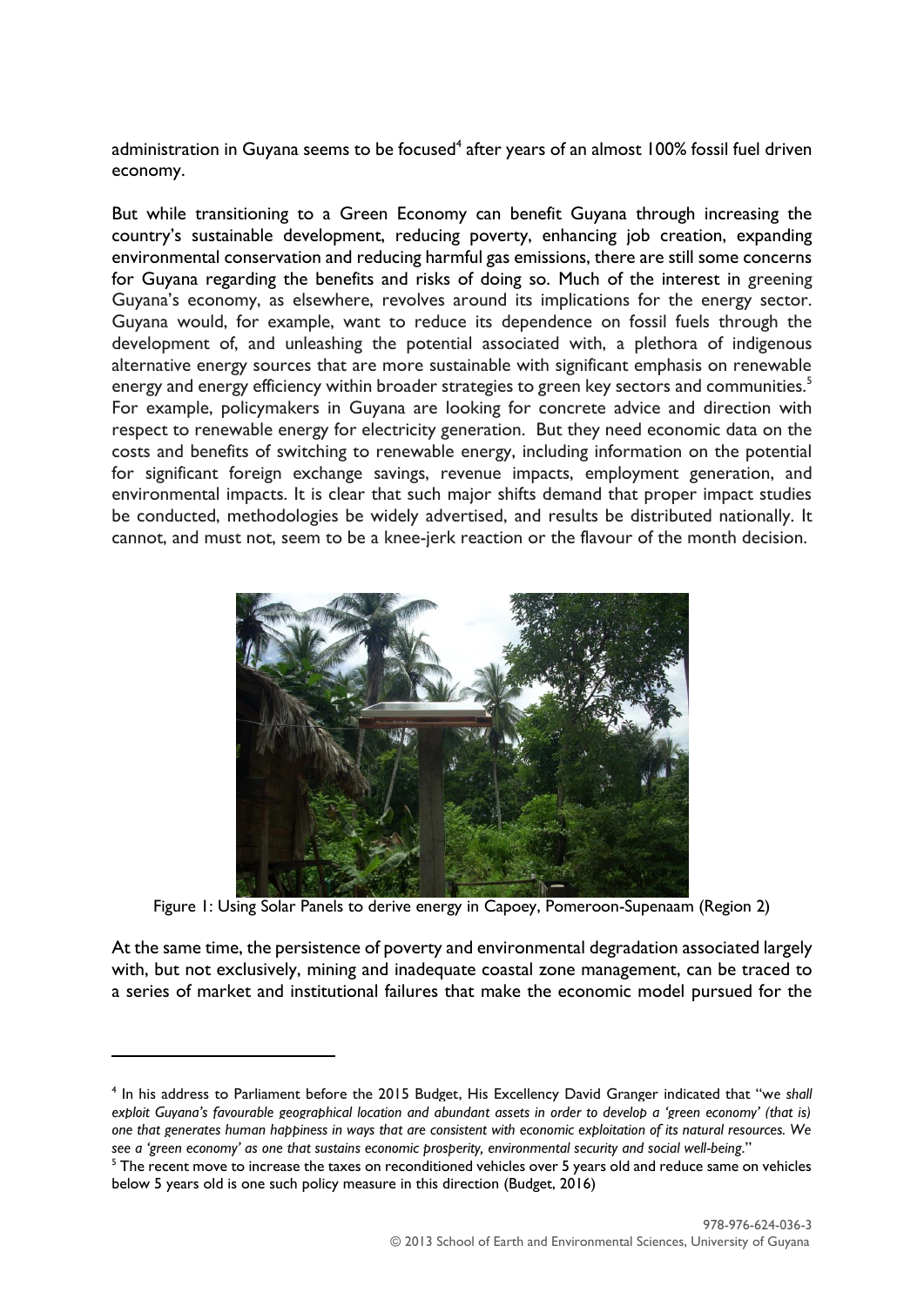administration in Guyana seems to be focused[4] after years of an almost 100% fossil fuel driven economy.

But while transitioning to a Green Economy can benefit Guyana through increasing the country's sustainable development, reducing poverty, enhancing job creation, expanding environmental conservation and reducing harmful gas emissions, there are still some concerns for Guyana regarding the benefits and risks of doing so. Much of the interest in greening Guyana's economy, as elsewhere, revolves around its implications for the energy sector. Guyana would, for example, want to reduce its dependence on fossil fuels through the development of, and unleashing the potential associated with, a plethora of indigenous alternative energy sources that are more sustainable with significant emphasis on renewable energy and energy efficiency within broader strategies to green key sectors and communities.[5] For example, policymakers in Guyana are looking for concrete advice and direction with respect to renewable energy for electricity generation. But they need economic data on the costs and benefits of switching to renewable energy, including information on the potential for significant foreign exchange savings, revenue impacts, employment generation, and environmental impacts. It is clear that such major shifts demand that proper impact studies be conducted, methodologies be widely advertised, and results be distributed nationally. It cannot, and must not, seem to be a knee-jerk reaction or the flavour of the month decision.

Figure 1: Using Solar Panels to derive energy in Capoey, Pomeroon-Supenaam (Region 2)

At the same time, the persistence of poverty and environmental degradation associated largely with, but not exclusively, mining and inadequate coastal zone management, can be traced to a series of market and institutional failures that make the economic model pursued for the

---

[4] In his address to Parliament before the 2015 Budget, His Excellency David Granger indicated that "we *shall exploit Guyana's favourable geographical location and abundant assets in order to develop a 'green economy' (that is) one that generates human happiness in ways that are consistent with economic exploitation of its natural resources. We see a 'green economy' as one that sustains economic prosperity, environmental security and social well-being*."

[5] The recent move to increase the taxes on reconditioned vehicles over 5 years old and reduce same on vehicles below 5 years old is one such policy measure in this direction (Budget, 2016)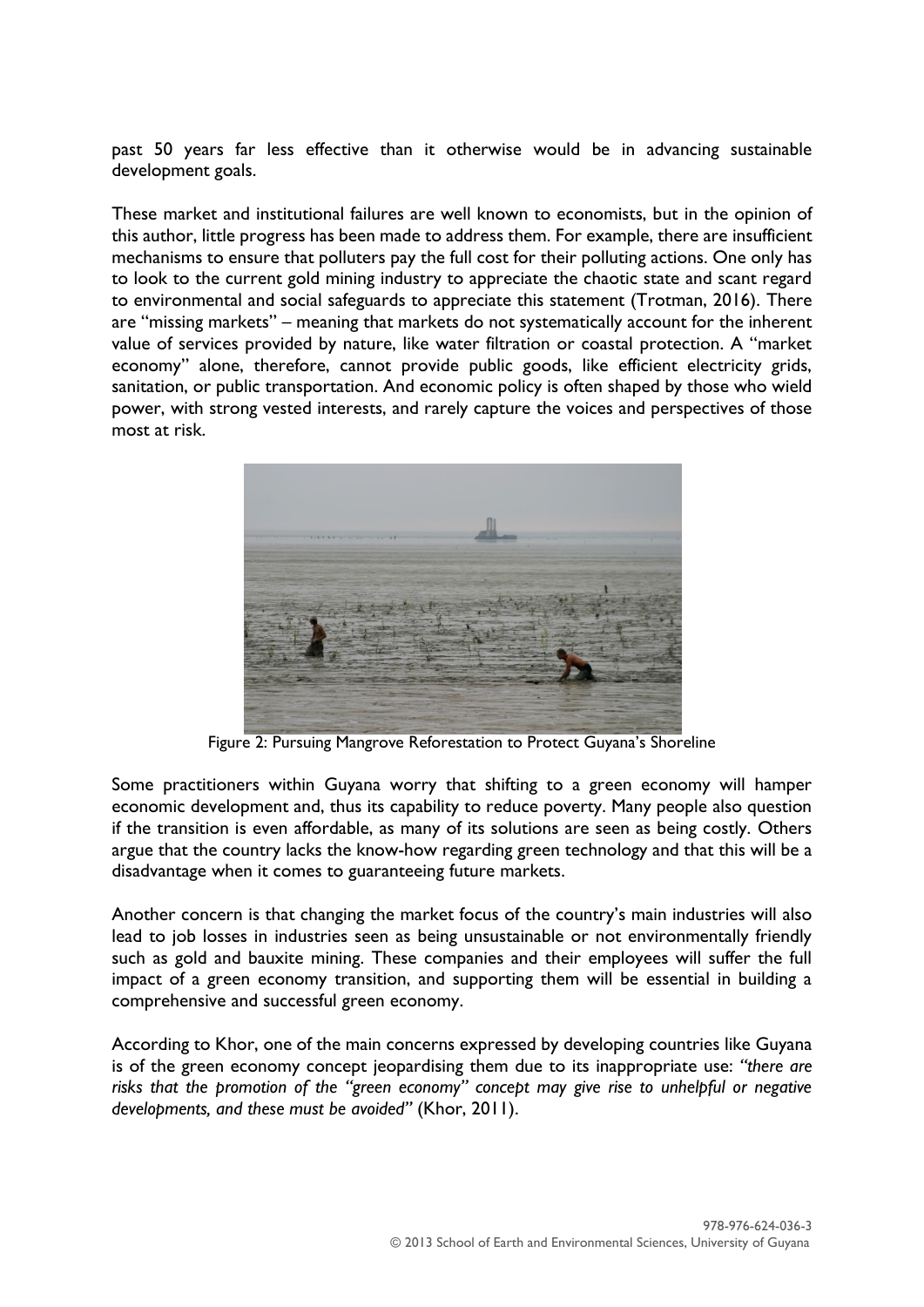past 50 years far less effective than it otherwise would be in advancing sustainable development goals.

These market and institutional failures are well known to economists, but in the opinion of this author, little progress has been made to address them. For example, there are insufficient mechanisms to ensure that polluters pay the full cost for their polluting actions. One only has to look to the current gold mining industry to appreciate the chaotic state and scant regard to environmental and social safeguards to appreciate this statement (Trotman, 2016). There are "missing markets" – meaning that markets do not systematically account for the inherent value of services provided by nature, like water filtration or coastal protection. A "market economy" alone, therefore, cannot provide public goods, like efficient electricity grids, sanitation, or public transportation. And economic policy is often shaped by those who wield power, with strong vested interests, and rarely capture the voices and perspectives of those most at risk.

Figure 2: Pursuing Mangrove Reforestation to Protect Guyana's Shoreline

Some practitioners within Guyana worry that shifting to a green economy will hamper economic development and, thus its capability to reduce poverty. Many people also question if the transition is even affordable, as many of its solutions are seen as being costly. Others argue that the country lacks the know-how regarding green technology and that this will be a disadvantage when it comes to guaranteeing future markets.

Another concern is that changing the market focus of the country's main industries will also lead to job losses in industries seen as being unsustainable or not environmentally friendly such as gold and bauxite mining. These companies and their employees will suffer the full impact of a green economy transition, and supporting them will be essential in building a comprehensive and successful green economy.

According to Khor, one of the main concerns expressed by developing countries like Guyana is of the green economy concept jeopardising them due to its inappropriate use: *"there are risks that the promotion of the "green economy" concept may give rise to unhelpful or negative developments, and these must be avoided"* (Khor, 2011).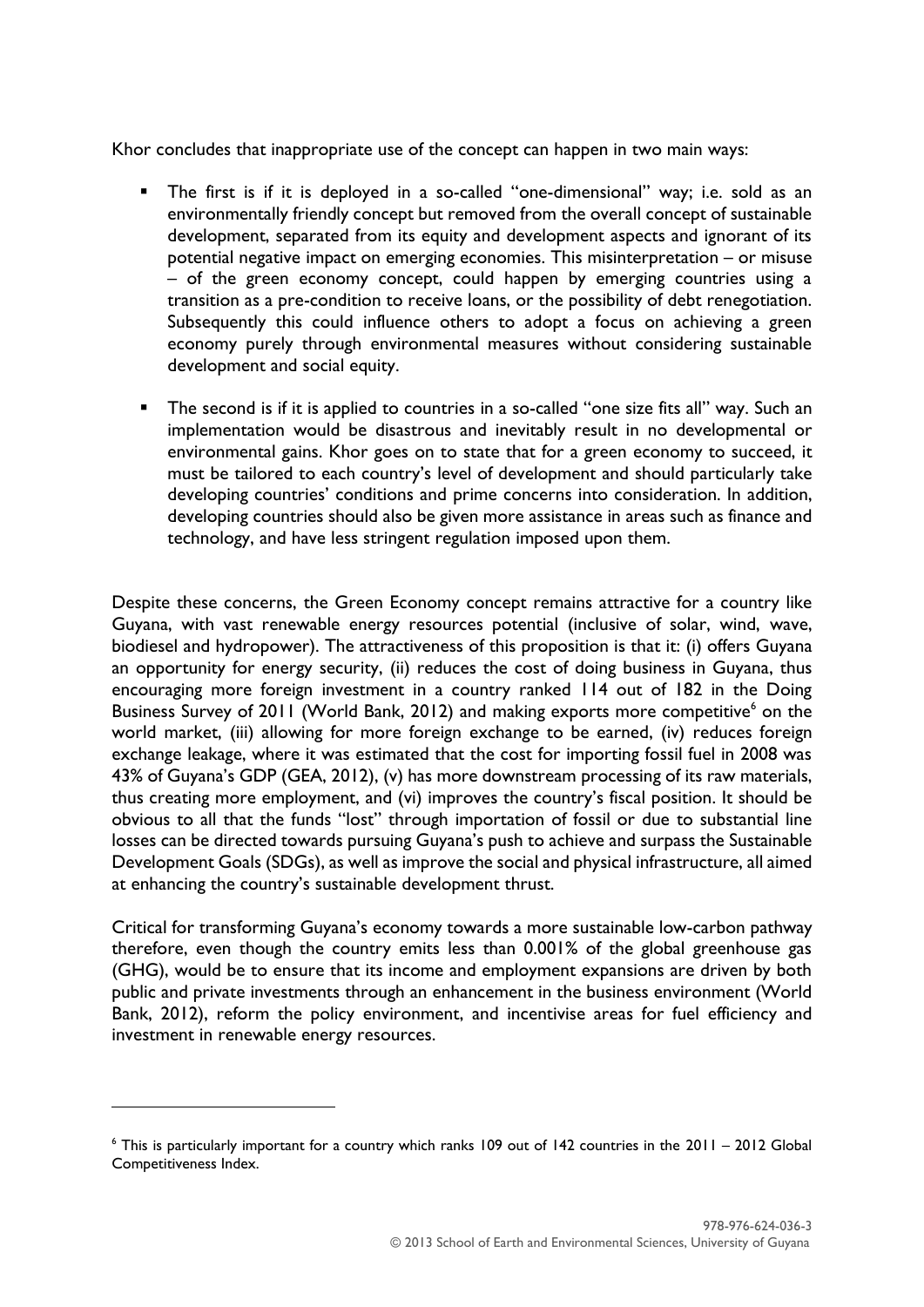Khor concludes that inappropriate use of the concept can happen in two main ways:

- The first is if it is deployed in a so-called "one-dimensional" way; i.e. sold as an environmentally friendly concept but removed from the overall concept of sustainable development, separated from its equity and development aspects and ignorant of its potential negative impact on emerging economies. This misinterpretation – or misuse – of the green economy concept, could happen by emerging countries using a transition as a pre-condition to receive loans, or the possibility of debt renegotiation. Subsequently this could influence others to adopt a focus on achieving a green economy purely through environmental measures without considering sustainable development and social equity.

- The second is if it is applied to countries in a so-called "one size fits all" way. Such an implementation would be disastrous and inevitably result in no developmental or environmental gains. Khor goes on to state that for a green economy to succeed, it must be tailored to each country's level of development and should particularly take developing countries' conditions and prime concerns into consideration. In addition, developing countries should also be given more assistance in areas such as finance and technology, and have less stringent regulation imposed upon them.

Despite these concerns, the Green Economy concept remains attractive for a country like Guyana, with vast renewable energy resources potential (inclusive of solar, wind, wave, biodiesel and hydropower). The attractiveness of this proposition is that it: (i) offers Guyana an opportunity for energy security, (ii) reduces the cost of doing business in Guyana, thus encouraging more foreign investment in a country ranked 114 out of 182 in the Doing Business Survey of 2011 (World Bank, 2012) and making exports more competitive[6] on the world market, (iii) allowing for more foreign exchange to be earned, (iv) reduces foreign exchange leakage, where it was estimated that the cost for importing fossil fuel in 2008 was 43% of Guyana's GDP (GEA, 2012), (v) has more downstream processing of its raw materials, thus creating more employment, and (vi) improves the country's fiscal position. It should be obvious to all that the funds "lost" through importation of fossil or due to substantial line losses can be directed towards pursuing Guyana's push to achieve and surpass the Sustainable Development Goals (SDGs), as well as improve the social and physical infrastructure, all aimed at enhancing the country's sustainable development thrust.

Critical for transforming Guyana's economy towards a more sustainable low-carbon pathway therefore, even though the country emits less than 0.001% of the global greenhouse gas (GHG), would be to ensure that its income and employment expansions are driven by both public and private investments through an enhancement in the business environment (World Bank, 2012), reform the policy environment, and incentivise areas for fuel efficiency and investment in renewable energy resources.

---

[6] This is particularly important for a country which ranks 109 out of 142 countries in the 2011 – 2012 Global Competitiveness Index.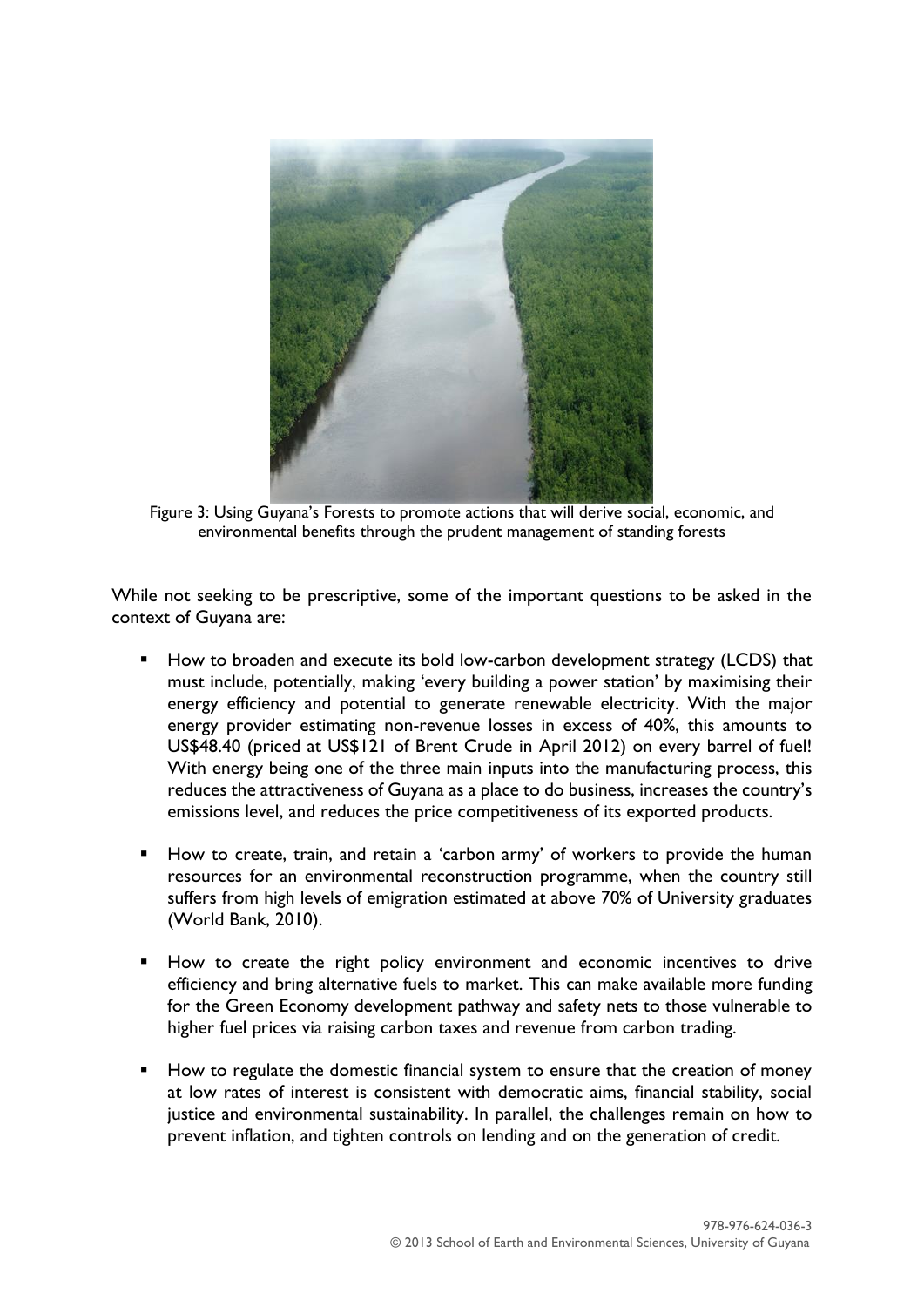Figure 3: Using Guyana's Forests to promote actions that will derive social, economic, and environmental benefits through the prudent management of standing forests

While not seeking to be prescriptive, some of the important questions to be asked in the context of Guyana are:

- How to broaden and execute its bold low-carbon development strategy (LCDS) that must include, potentially, making 'every building a power station' by maximising their energy efficiency and potential to generate renewable electricity. With the major energy provider estimating non-revenue losses in excess of 40%, this amounts to US$48.40 (priced at US$121 of Brent Crude in April 2012) on every barrel of fuel! With energy being one of the three main inputs into the manufacturing process, this reduces the attractiveness of Guyana as a place to do business, increases the country's emissions level, and reduces the price competitiveness of its exported products.

- How to create, train, and retain a 'carbon army' of workers to provide the human resources for an environmental reconstruction programme, when the country still suffers from high levels of emigration estimated at above 70% of University graduates (World Bank, 2010).

- How to create the right policy environment and economic incentives to drive efficiency and bring alternative fuels to market. This can make available more funding for the Green Economy development pathway and safety nets to those vulnerable to higher fuel prices via raising carbon taxes and revenue from carbon trading.

- How to regulate the domestic financial system to ensure that the creation of money at low rates of interest is consistent with democratic aims, financial stability, social justice and environmental sustainability. In parallel, the challenges remain on how to prevent inflation, and tighten controls on lending and on the generation of credit.

978-976-624-036-3
© 2013 School of Earth and Environmental Sciences, University of Guyana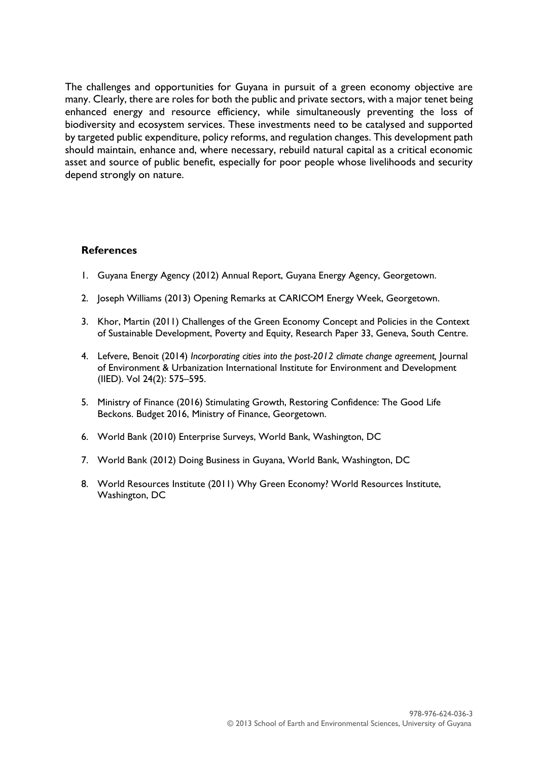The challenges and opportunities for Guyana in pursuit of a green economy objective are many. Clearly, there are roles for both the public and private sectors, with a major tenet being enhanced energy and resource efficiency, while simultaneously preventing the loss of biodiversity and ecosystem services. These investments need to be catalysed and supported by targeted public expenditure, policy reforms, and regulation changes. This development path should maintain, enhance and, where necessary, rebuild natural capital as a critical economic asset and source of public benefit, especially for poor people whose livelihoods and security depend strongly on nature.

## References

1. Guyana Energy Agency (2012) Annual Report, Guyana Energy Agency, Georgetown.
2. Joseph Williams (2013) Opening Remarks at CARICOM Energy Week, Georgetown.
3. Khor, Martin (2011) Challenges of the Green Economy Concept and Policies in the Context of Sustainable Development, Poverty and Equity, Research Paper 33, Geneva, South Centre.
4. Lefvere, Benoit (2014) *Incorporating cities into the post-2012 climate change agreement,* Journal of Environment & Urbanization International Institute for Environment and Development (IIED). Vol 24(2): 575–595.
5. Ministry of Finance (2016) Stimulating Growth, Restoring Confidence: The Good Life Beckons. Budget 2016, Ministry of Finance, Georgetown.
6. World Bank (2010) Enterprise Surveys, World Bank, Washington, DC
7. World Bank (2012) Doing Business in Guyana, World Bank, Washington, DC
8. World Resources Institute (2011) Why Green Economy? World Resources Institute, Washington, DC

978-976-624-036-3
© 2013 School of Earth and Environmental Sciences, University of Guyana